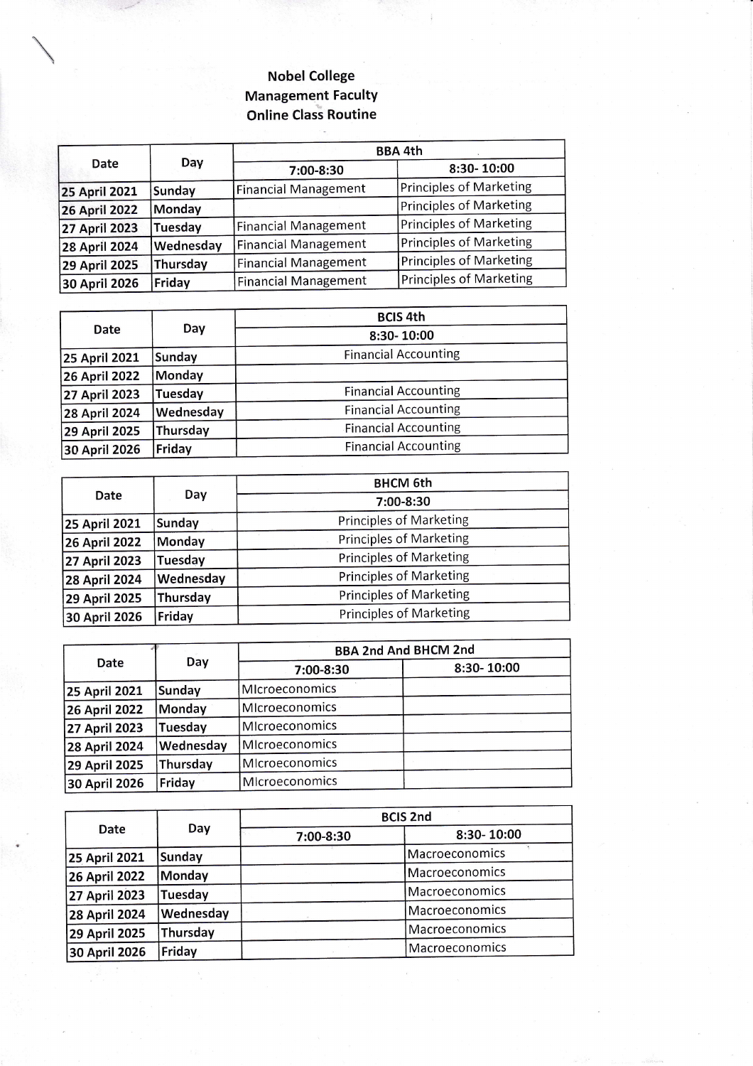**Nobel College**
**Management Faculty**
**Online Class Routine**

| Date | Day | BBA 4th | |
|---|---|---|---|
| | | 7:00-8:30 | 8:30- 10:00 |
| 25 April 2021 | Sunday | Financial Management | Principles of Marketing |
| 26 April 2022 | Monday | | Principles of Marketing |
| 27 April 2023 | Tuesday | Financial Management | Principles of Marketing |
| 28 April 2024 | Wednesday | Financial Management | Principles of Marketing |
| 29 April 2025 | Thursday | Financial Management | Principles of Marketing |
| 30 April 2026 | Friday | Financial Management | Principles of Marketing |

| Date | Day | BCIS 4th |
|---|---|---|
| | | 8:30- 10:00 |
| 25 April 2021 | Sunday | Financial Accounting |
| 26 April 2022 | Monday | |
| 27 April 2023 | Tuesday | Financial Accounting |
| 28 April 2024 | Wednesday | Financial Accounting |
| 29 April 2025 | Thursday | Financial Accounting |
| 30 April 2026 | Friday | Financial Accounting |

| Date | Day | BHCM 6th |
|---|---|---|
| | | 7:00-8:30 |
| 25 April 2021 | Sunday | Principles of Marketing |
| 26 April 2022 | Monday | Principles of Marketing |
| 27 April 2023 | Tuesday | Principles of Marketing |
| 28 April 2024 | Wednesday | Principles of Marketing |
| 29 April 2025 | Thursday | Principles of Marketing |
| 30 April 2026 | Friday | Principles of Marketing |

| Date | Day | BBA 2nd And BHCM 2nd | |
|---|---|---|---|
| | | 7:00-8:30 | 8:30- 10:00 |
| 25 April 2021 | Sunday | MIcroeconomics | |
| 26 April 2022 | Monday | MIcroeconomics | |
| 27 April 2023 | Tuesday | MIcroeconomics | |
| 28 April 2024 | Wednesday | MIcroeconomics | |
| 29 April 2025 | Thursday | MIcroeconomics | |
| 30 April 2026 | Friday | MIcroeconomics | |

| Date | Day | BCIS 2nd | |
|---|---|---|---|
| | | 7:00-8:30 | 8:30- 10:00 |
| 25 April 2021 | Sunday | | Macroeconomics |
| 26 April 2022 | Monday | | Macroeconomics |
| 27 April 2023 | Tuesday | | Macroeconomics |
| 28 April 2024 | Wednesday | | Macroeconomics |
| 29 April 2025 | Thursday | | Macroeconomics |
| 30 April 2026 | Friday | | Macroeconomics |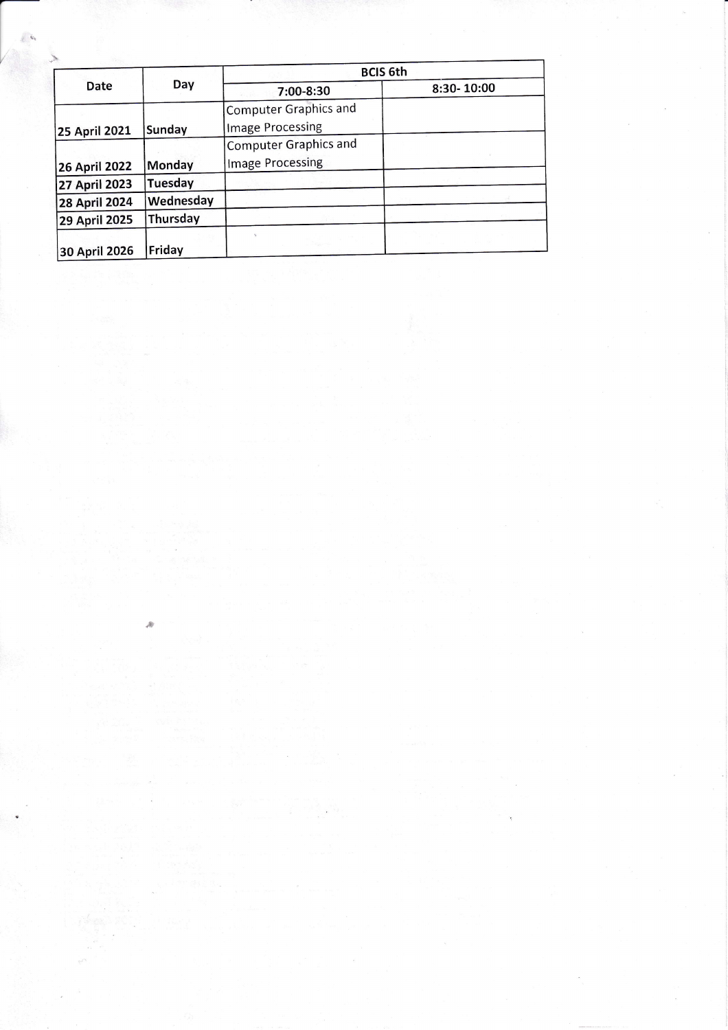| Date | Day | BCIS 6th | |
|---|---|---|---|
| | | 7:00-8:30 | 8:30- 10:00 |
| 25 April 2021 | Sunday | Computer Graphics and Image Processing | |
| 26 April 2022 | Monday | Computer Graphics and Image Processing | |
| 27 April 2023 | Tuesday | | |
| 28 April 2024 | Wednesday | | |
| 29 April 2025 | Thursday | | |
| 30 April 2026 | Friday | | |